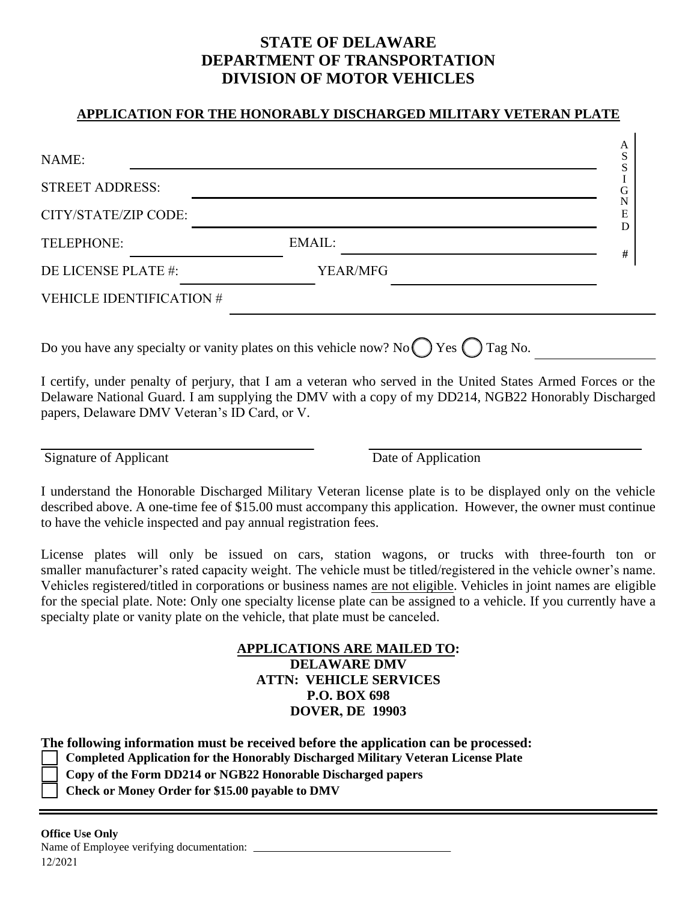# STATE OF DELAWARE
# DEPARTMENT OF TRANSPORTATION
# DIVISION OF MOTOR VEHICLES

## APPLICATION FOR THE HONORABLY DISCHARGED MILITARY VETERAN PLATE

NAME: ______________________________________________

STREET ADDRESS: ______________________________________________

CITY/STATE/ZIP CODE: ______________________________________________

TELEPHONE: ____________________ EMAIL: ____________________________

DE LICENSE PLATE #: ____________________ YEAR/MFG ____________________

VEHICLE IDENTIFICATION # ______________________________________________

ASSIGNED # ________

Do you have any specialty or vanity plates on this vehicle now? No ◯ Yes ◯ Tag No. ____________

I certify, under penalty of perjury, that I am a veteran who served in the United States Armed Forces or the Delaware National Guard. I am supplying the DMV with a copy of my DD214, NGB22 Honorably Discharged papers, Delaware DMV Veteran's ID Card, or V.

_______________________________ _______________________________
Signature of Applicant Date of Application

I understand the Honorable Discharged Military Veteran license plate is to be displayed only on the vehicle described above. A one-time fee of $15.00 must accompany this application. However, the owner must continue to have the vehicle inspected and pay annual registration fees.

License plates will only be issued on cars, station wagons, or trucks with three-fourth ton or smaller manufacturer's rated capacity weight. The vehicle must be titled/registered in the vehicle owner's name. Vehicles registered/titled in corporations or business names are not eligible. Vehicles in joint names are eligible for the special plate. Note: Only one specialty license plate can be assigned to a vehicle. If you currently have a specialty plate or vanity plate on the vehicle, that plate must be canceled.

**APPLICATIONS ARE MAILED TO:**
**DELAWARE DMV**
**ATTN: VEHICLE SERVICES**
**P.O. BOX 698**
**DOVER, DE 19903**

**The following information must be received before the application can be processed:**

- ☐ **Completed Application for the Honorably Discharged Military Veteran License Plate**
- ☐ **Copy of the Form DD214 or NGB22 Honorable Discharged papers**
- ☐ **Check or Money Order for $15.00 payable to DMV**

---

**Office Use Only**
Name of Employee verifying documentation: ______________________________

12/2021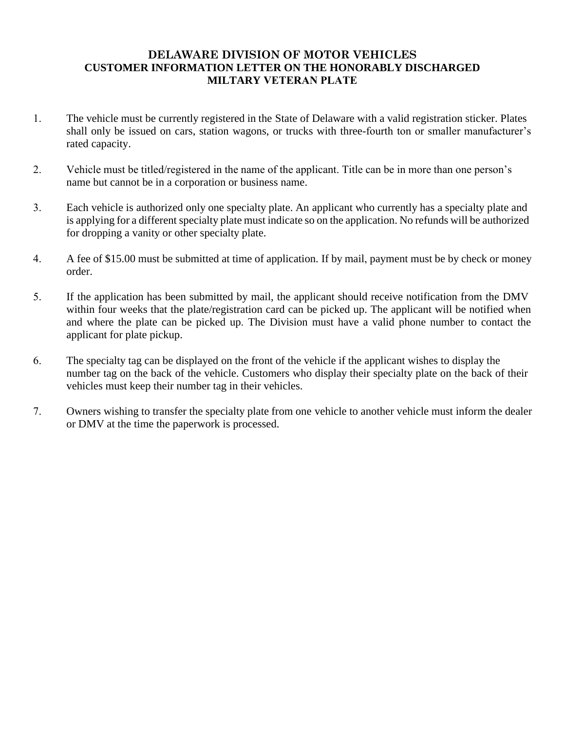# DELAWARE DIVISION OF MOTOR VEHICLES
## CUSTOMER INFORMATION LETTER ON THE HONORABLY DISCHARGED MILTARY VETERAN PLATE

1. The vehicle must be currently registered in the State of Delaware with a valid registration sticker. Plates shall only be issued on cars, station wagons, or trucks with three-fourth ton or smaller manufacturer's rated capacity.

2. Vehicle must be titled/registered in the name of the applicant. Title can be in more than one person's name but cannot be in a corporation or business name.

3. Each vehicle is authorized only one specialty plate. An applicant who currently has a specialty plate and is applying for a different specialty plate must indicate so on the application. No refunds will be authorized for dropping a vanity or other specialty plate.

4. A fee of $15.00 must be submitted at time of application. If by mail, payment must be by check or money order.

5. If the application has been submitted by mail, the applicant should receive notification from the DMV within four weeks that the plate/registration card can be picked up. The applicant will be notified when and where the plate can be picked up. The Division must have a valid phone number to contact the applicant for plate pickup.

6. The specialty tag can be displayed on the front of the vehicle if the applicant wishes to display the number tag on the back of the vehicle. Customers who display their specialty plate on the back of their vehicles must keep their number tag in their vehicles.

7. Owners wishing to transfer the specialty plate from one vehicle to another vehicle must inform the dealer or DMV at the time the paperwork is processed.